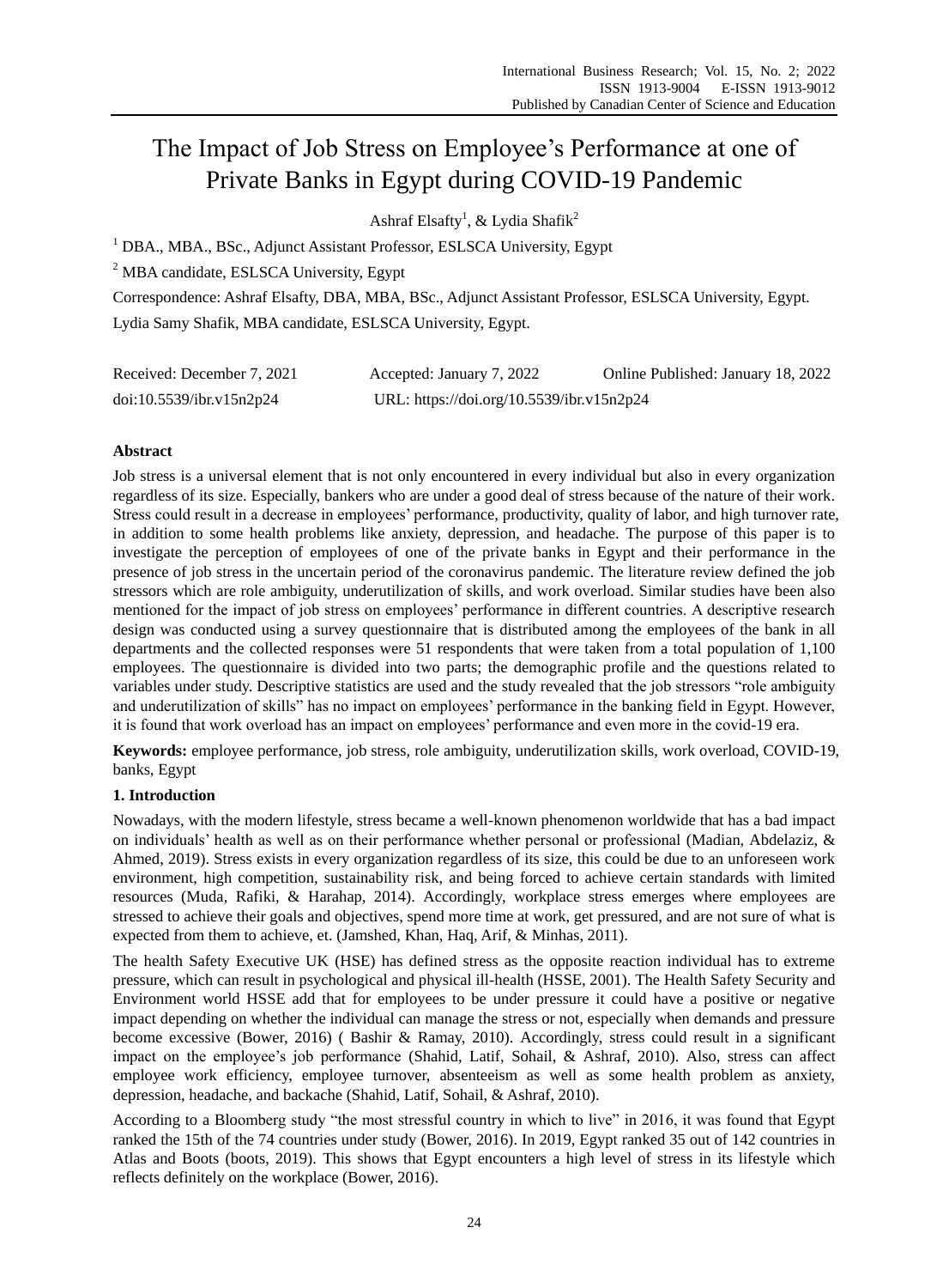# The Impact of Job Stress on Employee's Performance at one of Private Banks in Egypt during COVID-19 Pandemic

Ashraf Elsafty[1], & Lydia Shafik[2]

[1] DBA., MBA., BSc., Adjunct Assistant Professor, ESLSCA University, Egypt

[2] MBA candidate, ESLSCA University, Egypt

Correspondence: Ashraf Elsafty, DBA, MBA, BSc., Adjunct Assistant Professor, ESLSCA University, Egypt. Lydia Samy Shafik, MBA candidate, ESLSCA University, Egypt.

Received: December 7, 2021    Accepted: January 7, 2022    Online Published: January 18, 2022

doi:10.5539/ibr.v15n2p24    URL: https://doi.org/10.5539/ibr.v15n2p24

**Abstract**

Job stress is a universal element that is not only encountered in every individual but also in every organization regardless of its size. Especially, bankers who are under a good deal of stress because of the nature of their work. Stress could result in a decrease in employees' performance, productivity, quality of labor, and high turnover rate, in addition to some health problems like anxiety, depression, and headache. The purpose of this paper is to investigate the perception of employees of one of the private banks in Egypt and their performance in the presence of job stress in the uncertain period of the coronavirus pandemic. The literature review defined the job stressors which are role ambiguity, underutilization of skills, and work overload. Similar studies have been also mentioned for the impact of job stress on employees' performance in different countries. A descriptive research design was conducted using a survey questionnaire that is distributed among the employees of the bank in all departments and the collected responses were 51 respondents that were taken from a total population of 1,100 employees. The questionnaire is divided into two parts; the demographic profile and the questions related to variables under study. Descriptive statistics are used and the study revealed that the job stressors "role ambiguity and underutilization of skills" has no impact on employees' performance in the banking field in Egypt. However, it is found that work overload has an impact on employees' performance and even more in the covid-19 era.

**Keywords:** employee performance, job stress, role ambiguity, underutilization skills, work overload, COVID-19, banks, Egypt

## 1. Introduction

Nowadays, with the modern lifestyle, stress became a well-known phenomenon worldwide that has a bad impact on individuals' health as well as on their performance whether personal or professional (Madian, Abdelaziz, & Ahmed, 2019). Stress exists in every organization regardless of its size, this could be due to an unforeseen work environment, high competition, sustainability risk, and being forced to achieve certain standards with limited resources (Muda, Rafiki, & Harahap, 2014). Accordingly, workplace stress emerges where employees are stressed to achieve their goals and objectives, spend more time at work, get pressured, and are not sure of what is expected from them to achieve, et. (Jamshed, Khan, Haq, Arif, & Minhas, 2011).

The health Safety Executive UK (HSE) has defined stress as the opposite reaction individual has to extreme pressure, which can result in psychological and physical ill-health (HSSE, 2001). The Health Safety Security and Environment world HSSE add that for employees to be under pressure it could have a positive or negative impact depending on whether the individual can manage the stress or not, especially when demands and pressure become excessive (Bower, 2016) ( Bashir & Ramay, 2010). Accordingly, stress could result in a significant impact on the employee's job performance (Shahid, Latif, Sohail, & Ashraf, 2010). Also, stress can affect employee work efficiency, employee turnover, absenteeism as well as some health problem as anxiety, depression, headache, and backache (Shahid, Latif, Sohail, & Ashraf, 2010).

According to a Bloomberg study "the most stressful country in which to live" in 2016, it was found that Egypt ranked the 15th of the 74 countries under study (Bower, 2016). In 2019, Egypt ranked 35 out of 142 countries in Atlas and Boots (boots, 2019). This shows that Egypt encounters a high level of stress in its lifestyle which reflects definitely on the workplace (Bower, 2016).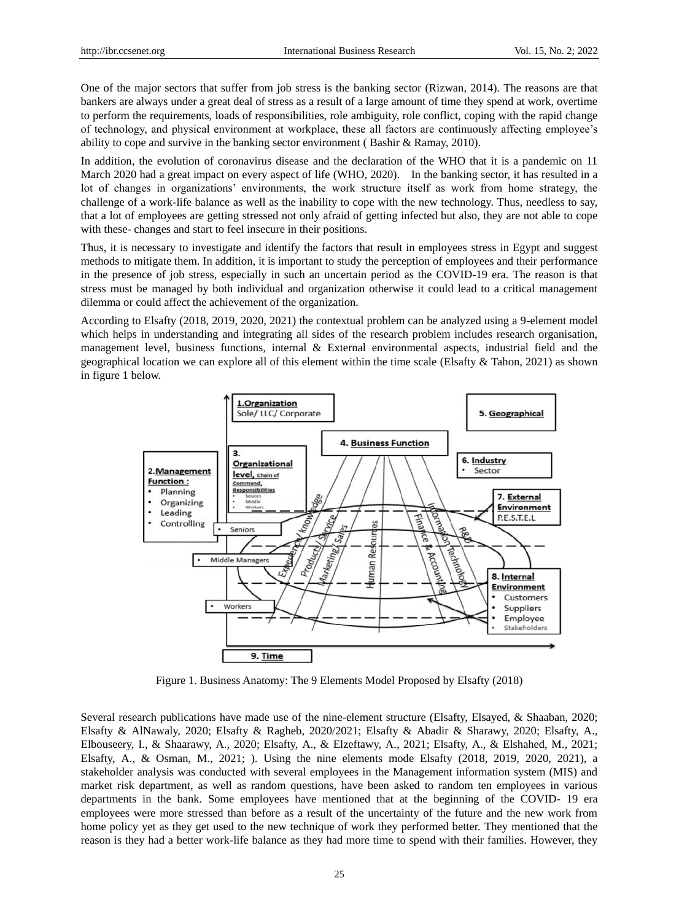One of the major sectors that suffer from job stress is the banking sector (Rizwan, 2014). The reasons are that bankers are always under a great deal of stress as a result of a large amount of time they spend at work, overtime to perform the requirements, loads of responsibilities, role ambiguity, role conflict, coping with the rapid change of technology, and physical environment at workplace, these all factors are continuously affecting employee's ability to cope and survive in the banking sector environment ( Bashir & Ramay, 2010).

In addition, the evolution of coronavirus disease and the declaration of the WHO that it is a pandemic on 11 March 2020 had a great impact on every aspect of life (WHO, 2020). In the banking sector, it has resulted in a lot of changes in organizations' environments, the work structure itself as work from home strategy, the challenge of a work-life balance as well as the inability to cope with the new technology. Thus, needless to say, that a lot of employees are getting stressed not only afraid of getting infected but also, they are not able to cope with these- changes and start to feel insecure in their positions.

Thus, it is necessary to investigate and identify the factors that result in employees stress in Egypt and suggest methods to mitigate them. In addition, it is important to study the perception of employees and their performance in the presence of job stress, especially in such an uncertain period as the COVID-19 era. The reason is that stress must be managed by both individual and organization otherwise it could lead to a critical management dilemma or could affect the achievement of the organization.

According to Elsafty (2018, 2019, 2020, 2021) the contextual problem can be analyzed using a 9-element model which helps in understanding and integrating all sides of the research problem includes research organisation, management level, business functions, internal & External environmental aspects, industrial field and the geographical location we can explore all of this element within the time scale (Elsafty & Tahon, 2021) as shown in figure 1 below.

Figure 1. Business Anatomy: The 9 Elements Model Proposed by Elsafty (2018)

Several research publications have made use of the nine-element structure (Elsafty, Elsayed, & Shaaban, 2020; Elsafty & AlNawaly, 2020; Elsafty & Ragheb, 2020/2021; Elsafty & Abadir & Sharawy, 2020; Elsafty, A., Elbouseery, I., & Shaarawy, A., 2020; Elsafty, A., & Elzeftawy, A., 2021; Elsafty, A., & Elshahed, M., 2021; Elsafty, A., & Osman, M., 2021; ). Using the nine elements mode Elsafty (2018, 2019, 2020, 2021), a stakeholder analysis was conducted with several employees in the Management information system (MIS) and market risk department, as well as random questions, have been asked to random ten employees in various departments in the bank. Some employees have mentioned that at the beginning of the COVID- 19 era employees were more stressed than before as a result of the uncertainty of the future and the new work from home policy yet as they get used to the new technique of work they performed better. They mentioned that the reason is they had a better work-life balance as they had more time to spend with their families. However, they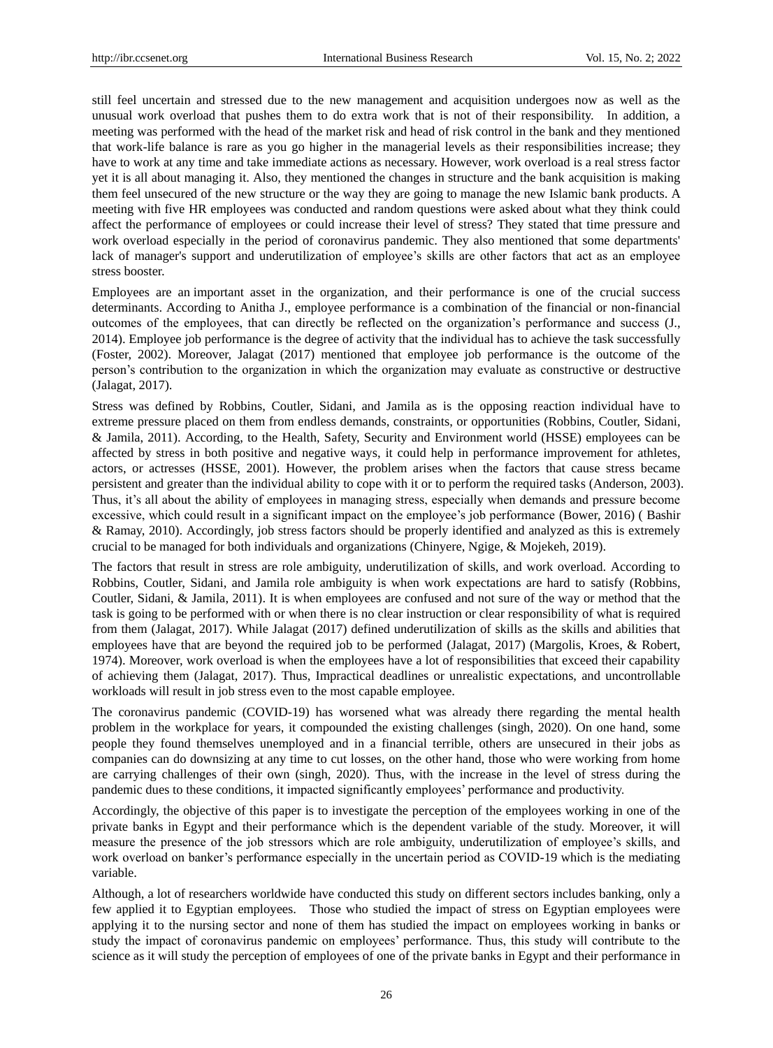still feel uncertain and stressed due to the new management and acquisition undergoes now as well as the unusual work overload that pushes them to do extra work that is not of their responsibility. In addition, a meeting was performed with the head of the market risk and head of risk control in the bank and they mentioned that work-life balance is rare as you go higher in the managerial levels as their responsibilities increase; they have to work at any time and take immediate actions as necessary. However, work overload is a real stress factor yet it is all about managing it. Also, they mentioned the changes in structure and the bank acquisition is making them feel unsecured of the new structure or the way they are going to manage the new Islamic bank products. A meeting with five HR employees was conducted and random questions were asked about what they think could affect the performance of employees or could increase their level of stress? They stated that time pressure and work overload especially in the period of coronavirus pandemic. They also mentioned that some departments' lack of manager's support and underutilization of employee's skills are other factors that act as an employee stress booster.

Employees are an important asset in the organization, and their performance is one of the crucial success determinants. According to Anitha J., employee performance is a combination of the financial or non-financial outcomes of the employees, that can directly be reflected on the organization's performance and success (J., 2014). Employee job performance is the degree of activity that the individual has to achieve the task successfully (Foster, 2002). Moreover, Jalagat (2017) mentioned that employee job performance is the outcome of the person's contribution to the organization in which the organization may evaluate as constructive or destructive (Jalagat, 2017).

Stress was defined by Robbins, Coutler, Sidani, and Jamila as is the opposing reaction individual have to extreme pressure placed on them from endless demands, constraints, or opportunities (Robbins, Coutler, Sidani, & Jamila, 2011). According, to the Health, Safety, Security and Environment world (HSSE) employees can be affected by stress in both positive and negative ways, it could help in performance improvement for athletes, actors, or actresses (HSSE, 2001). However, the problem arises when the factors that cause stress became persistent and greater than the individual ability to cope with it or to perform the required tasks (Anderson, 2003). Thus, it's all about the ability of employees in managing stress, especially when demands and pressure become excessive, which could result in a significant impact on the employee's job performance (Bower, 2016) ( Bashir & Ramay, 2010). Accordingly, job stress factors should be properly identified and analyzed as this is extremely crucial to be managed for both individuals and organizations (Chinyere, Ngige, & Mojekeh, 2019).

The factors that result in stress are role ambiguity, underutilization of skills, and work overload. According to Robbins, Coutler, Sidani, and Jamila role ambiguity is when work expectations are hard to satisfy (Robbins, Coutler, Sidani, & Jamila, 2011). It is when employees are confused and not sure of the way or method that the task is going to be performed with or when there is no clear instruction or clear responsibility of what is required from them (Jalagat, 2017). While Jalagat (2017) defined underutilization of skills as the skills and abilities that employees have that are beyond the required job to be performed (Jalagat, 2017) (Margolis, Kroes, & Robert, 1974). Moreover, work overload is when the employees have a lot of responsibilities that exceed their capability of achieving them (Jalagat, 2017). Thus, Impractical deadlines or unrealistic expectations, and uncontrollable workloads will result in job stress even to the most capable employee.

The coronavirus pandemic (COVID-19) has worsened what was already there regarding the mental health problem in the workplace for years, it compounded the existing challenges (singh, 2020). On one hand, some people they found themselves unemployed and in a financial terrible, others are unsecured in their jobs as companies can do downsizing at any time to cut losses, on the other hand, those who were working from home are carrying challenges of their own (singh, 2020). Thus, with the increase in the level of stress during the pandemic dues to these conditions, it impacted significantly employees' performance and productivity.

Accordingly, the objective of this paper is to investigate the perception of the employees working in one of the private banks in Egypt and their performance which is the dependent variable of the study. Moreover, it will measure the presence of the job stressors which are role ambiguity, underutilization of employee's skills, and work overload on banker's performance especially in the uncertain period as COVID-19 which is the mediating variable.

Although, a lot of researchers worldwide have conducted this study on different sectors includes banking, only a few applied it to Egyptian employees. Those who studied the impact of stress on Egyptian employees were applying it to the nursing sector and none of them has studied the impact on employees working in banks or study the impact of coronavirus pandemic on employees' performance. Thus, this study will contribute to the science as it will study the perception of employees of one of the private banks in Egypt and their performance in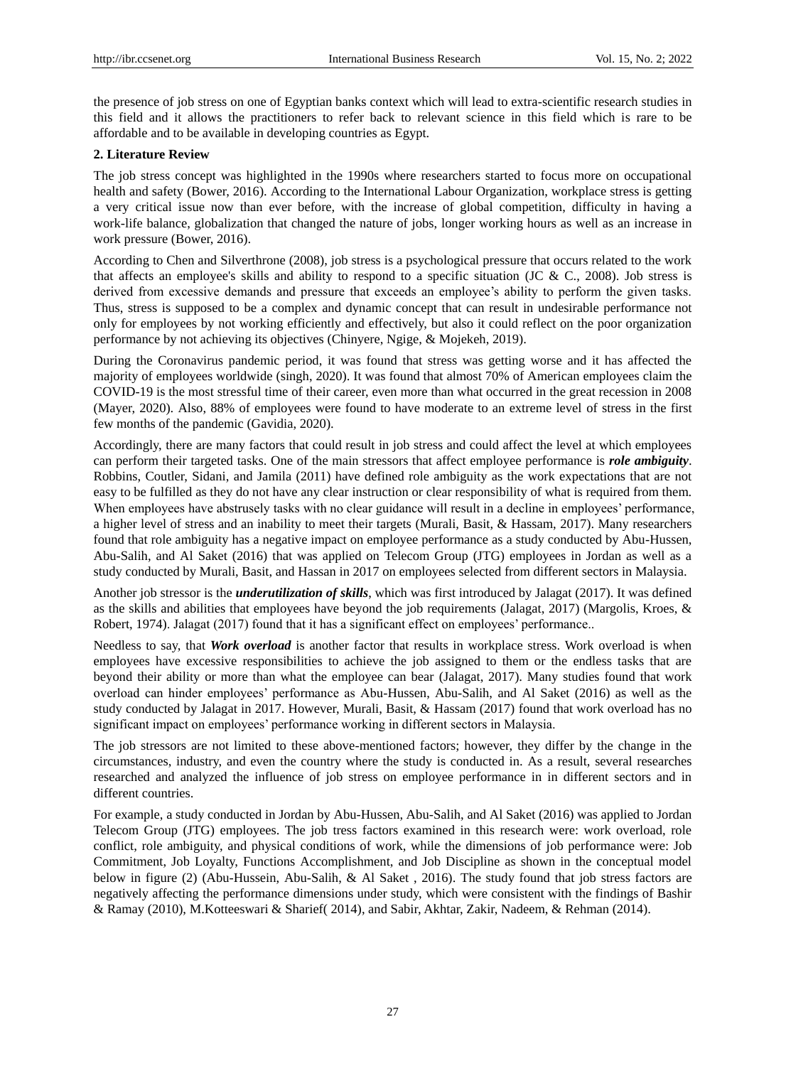the presence of job stress on one of Egyptian banks context which will lead to extra-scientific research studies in this field and it allows the practitioners to refer back to relevant science in this field which is rare to be affordable and to be available in developing countries as Egypt.

## 2. Literature Review

The job stress concept was highlighted in the 1990s where researchers started to focus more on occupational health and safety (Bower, 2016). According to the International Labour Organization, workplace stress is getting a very critical issue now than ever before, with the increase of global competition, difficulty in having a work-life balance, globalization that changed the nature of jobs, longer working hours as well as an increase in work pressure (Bower, 2016).

According to Chen and Silverthrone (2008), job stress is a psychological pressure that occurs related to the work that affects an employee's skills and ability to respond to a specific situation (JC & C., 2008). Job stress is derived from excessive demands and pressure that exceeds an employee's ability to perform the given tasks. Thus, stress is supposed to be a complex and dynamic concept that can result in undesirable performance not only for employees by not working efficiently and effectively, but also it could reflect on the poor organization performance by not achieving its objectives (Chinyere, Ngige, & Mojekeh, 2019).

During the Coronavirus pandemic period, it was found that stress was getting worse and it has affected the majority of employees worldwide (singh, 2020). It was found that almost 70% of American employees claim the COVID-19 is the most stressful time of their career, even more than what occurred in the great recession in 2008 (Mayer, 2020). Also, 88% of employees were found to have moderate to an extreme level of stress in the first few months of the pandemic (Gavidia, 2020).

Accordingly, there are many factors that could result in job stress and could affect the level at which employees can perform their targeted tasks. One of the main stressors that affect employee performance is ***role ambiguity***. Robbins, Coutler, Sidani, and Jamila (2011) have defined role ambiguity as the work expectations that are not easy to be fulfilled as they do not have any clear instruction or clear responsibility of what is required from them. When employees have abstrusely tasks with no clear guidance will result in a decline in employees' performance, a higher level of stress and an inability to meet their targets (Murali, Basit, & Hassam, 2017). Many researchers found that role ambiguity has a negative impact on employee performance as a study conducted by Abu-Hussen, Abu-Salih, and Al Saket (2016) that was applied on Telecom Group (JTG) employees in Jordan as well as a study conducted by Murali, Basit, and Hassan in 2017 on employees selected from different sectors in Malaysia.

Another job stressor is the ***underutilization of skills***, which was first introduced by Jalagat (2017). It was defined as the skills and abilities that employees have beyond the job requirements (Jalagat, 2017) (Margolis, Kroes, & Robert, 1974). Jalagat (2017) found that it has a significant effect on employees' performance..

Needless to say, that ***Work overload*** is another factor that results in workplace stress. Work overload is when employees have excessive responsibilities to achieve the job assigned to them or the endless tasks that are beyond their ability or more than what the employee can bear (Jalagat, 2017). Many studies found that work overload can hinder employees' performance as Abu-Hussen, Abu-Salih, and Al Saket (2016) as well as the study conducted by Jalagat in 2017. However, Murali, Basit, & Hassam (2017) found that work overload has no significant impact on employees' performance working in different sectors in Malaysia.

The job stressors are not limited to these above-mentioned factors; however, they differ by the change in the circumstances, industry, and even the country where the study is conducted in. As a result, several researches researched and analyzed the influence of job stress on employee performance in in different sectors and in different countries.

For example, a study conducted in Jordan by Abu-Hussen, Abu-Salih, and Al Saket (2016) was applied to Jordan Telecom Group (JTG) employees. The job tress factors examined in this research were: work overload, role conflict, role ambiguity, and physical conditions of work, while the dimensions of job performance were: Job Commitment, Job Loyalty, Functions Accomplishment, and Job Discipline as shown in the conceptual model below in figure (2) (Abu-Hussein, Abu-Salih, & Al Saket , 2016). The study found that job stress factors are negatively affecting the performance dimensions under study, which were consistent with the findings of Bashir & Ramay (2010), M.Kotteeswari & Sharief( 2014), and Sabir, Akhtar, Zakir, Nadeem, & Rehman (2014).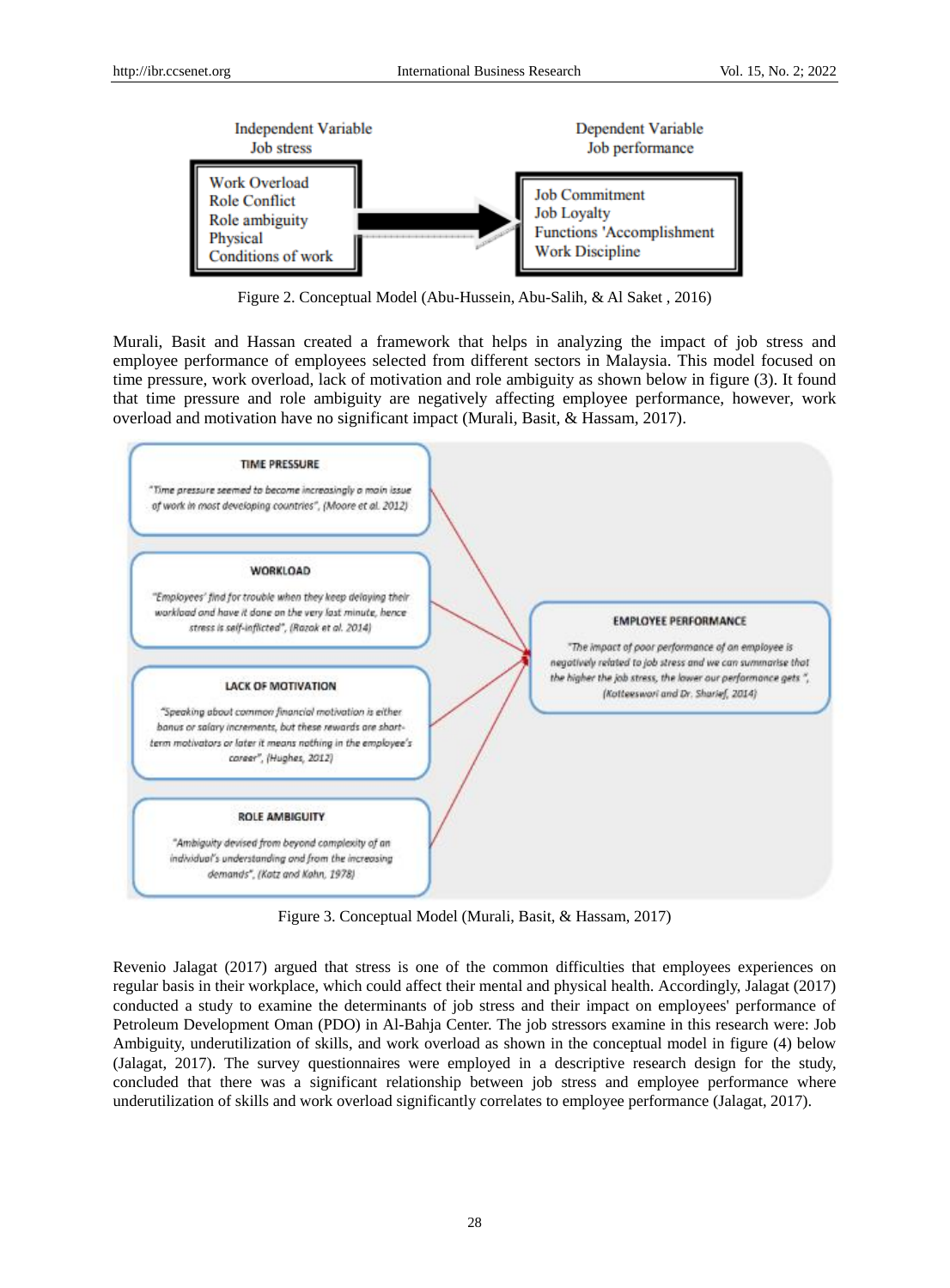Independent Variable
Job stress

- Work Overload
- Role Conflict
- Role ambiguity
- Physical
- Conditions of work

Dependent Variable
Job performance

- Job Commitment
- Job Loyalty
- Functions 'Accomplishment
- Work Discipline

Figure 2. Conceptual Model (Abu-Hussein, Abu-Salih, & Al Saket , 2016)

Murali, Basit and Hassan created a framework that helps in analyzing the impact of job stress and employee performance of employees selected from different sectors in Malaysia. This model focused on time pressure, work overload, lack of motivation and role ambiguity as shown below in figure (3). It found that time pressure and role ambiguity are negatively affecting employee performance, however, work overload and motivation have no significant impact (Murali, Basit, & Hassam, 2017).

**TIME PRESSURE**
"Time pressure seemed to become increasingly a main issue of work in most developing countries", (Moore et al. 2012)

**WORKLOAD**
"Employees' find for trouble when they keep delaying their workload and have it done on the very last minute, hence stress is self-inflicted", (Razak et al. 2014)

**LACK OF MOTIVATION**
"Speaking about common financial motivation is either bonus or salary increments, but these rewards are short-term motivators or later it means nothing in the employee's career", (Hughes, 2012)

**ROLE AMBIGUITY**
"Ambiguity devised from beyond complexity of an individual's understanding and from the increasing demands", (Katz and Kahn, 1978)

**EMPLOYEE PERFORMANCE**
"The impact of poor performance of an employee is negatively related to job stress and we can summarise that the higher the job stress, the lower our performance gets ", (Kotteeswari and Dr. Sharief, 2014)

Figure 3. Conceptual Model (Murali, Basit, & Hassam, 2017)

Revenio Jalagat (2017) argued that stress is one of the common difficulties that employees experiences on regular basis in their workplace, which could affect their mental and physical health. Accordingly, Jalagat (2017) conducted a study to examine the determinants of job stress and their impact on employees' performance of Petroleum Development Oman (PDO) in Al-Bahja Center. The job stressors examine in this research were: Job Ambiguity, underutilization of skills, and work overload as shown in the conceptual model in figure (4) below (Jalagat, 2017). The survey questionnaires were employed in a descriptive research design for the study, concluded that there was a significant relationship between job stress and employee performance where underutilization of skills and work overload significantly correlates to employee performance (Jalagat, 2017).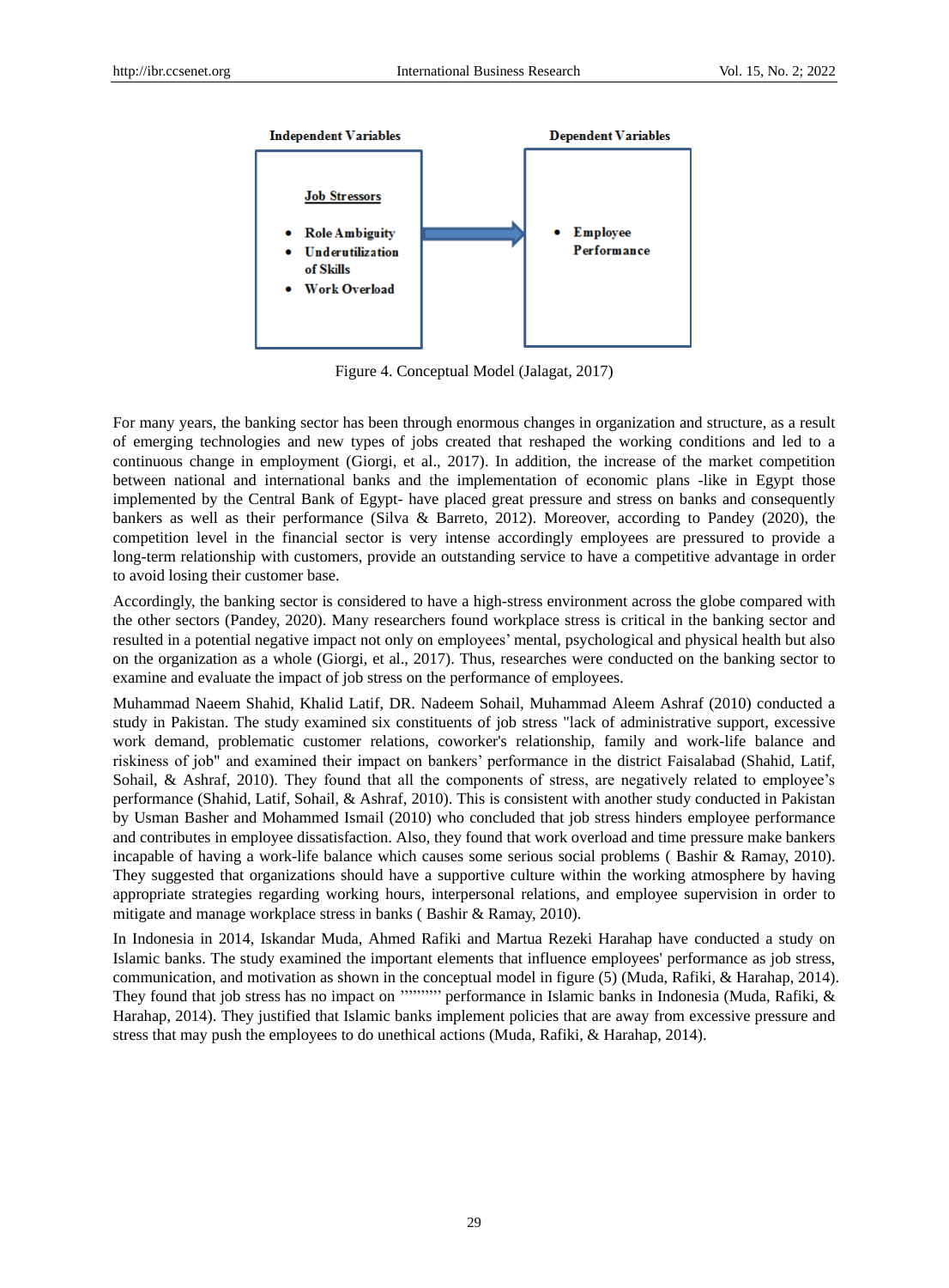Independent Variables

**Job Stressors**

- **Role Ambiguity**
- **Underutilization of Skills**
- **Work Overload**

Dependent Variables

- **Employee Performance**

Figure 4. Conceptual Model (Jalagat, 2017)

For many years, the banking sector has been through enormous changes in organization and structure, as a result of emerging technologies and new types of jobs created that reshaped the working conditions and led to a continuous change in employment (Giorgi, et al., 2017). In addition, the increase of the market competition between national and international banks and the implementation of economic plans -like in Egypt those implemented by the Central Bank of Egypt- have placed great pressure and stress on banks and consequently bankers as well as their performance (Silva & Barreto, 2012). Moreover, according to Pandey (2020), the competition level in the financial sector is very intense accordingly employees are pressured to provide a long-term relationship with customers, provide an outstanding service to have a competitive advantage in order to avoid losing their customer base.

Accordingly, the banking sector is considered to have a high-stress environment across the globe compared with the other sectors (Pandey, 2020). Many researchers found workplace stress is critical in the banking sector and resulted in a potential negative impact not only on employees' mental, psychological and physical health but also on the organization as a whole (Giorgi, et al., 2017). Thus, researches were conducted on the banking sector to examine and evaluate the impact of job stress on the performance of employees.

Muhammad Naeem Shahid, Khalid Latif, DR. Nadeem Sohail, Muhammad Aleem Ashraf (2010) conducted a study in Pakistan. The study examined six constituents of job stress "lack of administrative support, excessive work demand, problematic customer relations, coworker's relationship, family and work-life balance and riskiness of job" and examined their impact on bankers' performance in the district Faisalabad (Shahid, Latif, Sohail, & Ashraf, 2010). They found that all the components of stress, are negatively related to employee's performance (Shahid, Latif, Sohail, & Ashraf, 2010). This is consistent with another study conducted in Pakistan by Usman Basher and Mohammed Ismail (2010) who concluded that job stress hinders employee performance and contributes in employee dissatisfaction. Also, they found that work overload and time pressure make bankers incapable of having a work-life balance which causes some serious social problems ( Bashir & Ramay, 2010). They suggested that organizations should have a supportive culture within the working atmosphere by having appropriate strategies regarding working hours, interpersonal relations, and employee supervision in order to mitigate and manage workplace stress in banks ( Bashir & Ramay, 2010).

In Indonesia in 2014, Iskandar Muda, Ahmed Rafiki and Martua Rezeki Harahap have conducted a study on Islamic banks. The study examined the important elements that influence employees' performance as job stress, communication, and motivation as shown in the conceptual model in figure (5) (Muda, Rafiki, & Harahap, 2014). They found that job stress has no impact on ''''''''' performance in Islamic banks in Indonesia (Muda, Rafiki, & Harahap, 2014). They justified that Islamic banks implement policies that are away from excessive pressure and stress that may push the employees to do unethical actions (Muda, Rafiki, & Harahap, 2014).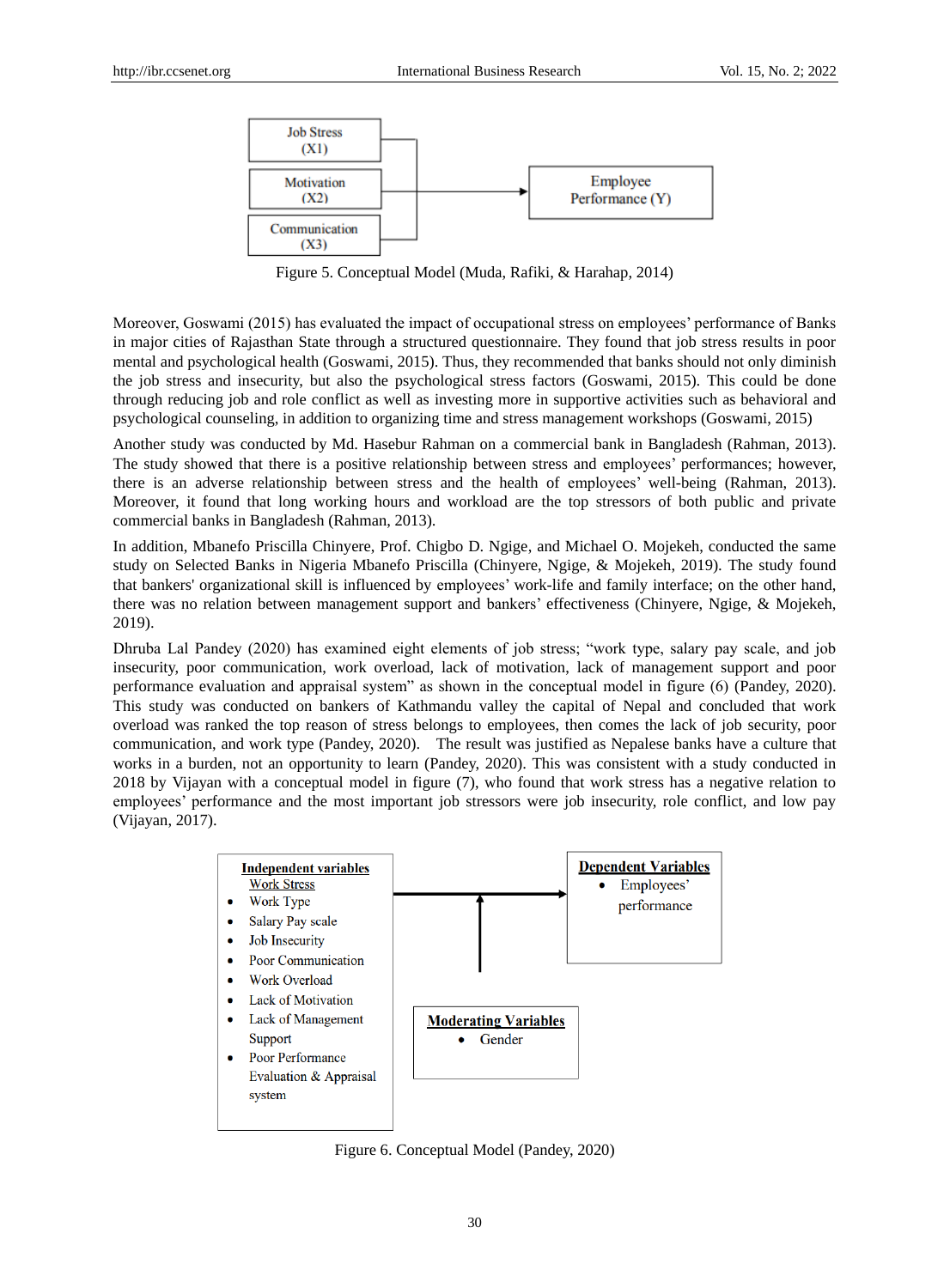Job Stress (X1)

Motivation (X2)

Communication (X3)

Employee Performance (Y)

Figure 5. Conceptual Model (Muda, Rafiki, & Harahap, 2014)

Moreover, Goswami (2015) has evaluated the impact of occupational stress on employees' performance of Banks in major cities of Rajasthan State through a structured questionnaire. They found that job stress results in poor mental and psychological health (Goswami, 2015). Thus, they recommended that banks should not only diminish the job stress and insecurity, but also the psychological stress factors (Goswami, 2015). This could be done through reducing job and role conflict as well as investing more in supportive activities such as behavioral and psychological counseling, in addition to organizing time and stress management workshops (Goswami, 2015)

Another study was conducted by Md. Hasebur Rahman on a commercial bank in Bangladesh (Rahman, 2013). The study showed that there is a positive relationship between stress and employees' performances; however, there is an adverse relationship between stress and the health of employees' well-being (Rahman, 2013). Moreover, it found that long working hours and workload are the top stressors of both public and private commercial banks in Bangladesh (Rahman, 2013).

In addition, Mbanefo Priscilla Chinyere, Prof. Chigbo D. Ngige, and Michael O. Mojekeh, conducted the same study on Selected Banks in Nigeria Mbanefo Priscilla (Chinyere, Ngige, & Mojekeh, 2019). The study found that bankers' organizational skill is influenced by employees' work-life and family interface; on the other hand, there was no relation between management support and bankers' effectiveness (Chinyere, Ngige, & Mojekeh, 2019).

Dhruba Lal Pandey (2020) has examined eight elements of job stress; "work type, salary pay scale, and job insecurity, poor communication, work overload, lack of motivation, lack of management support and poor performance evaluation and appraisal system" as shown in the conceptual model in figure (6) (Pandey, 2020). This study was conducted on bankers of Kathmandu valley the capital of Nepal and concluded that work overload was ranked the top reason of stress belongs to employees, then comes the lack of job security, poor communication, and work type (Pandey, 2020). The result was justified as Nepalese banks have a culture that works in a burden, not an opportunity to learn (Pandey, 2020). This was consistent with a study conducted in 2018 by Vijayan with a conceptual model in figure (7), who found that work stress has a negative relation to employees' performance and the most important job stressors were job insecurity, role conflict, and low pay (Vijayan, 2017).

**Independent variables**
Work Stress
- Work Type
- Salary Pay scale
- Job Insecurity
- Poor Communication
- Work Overload
- Lack of Motivation
- Lack of Management Support
- Poor Performance Evaluation & Appraisal system

**Dependent Variables**
- Employees' performance

**Moderating Variables**
- Gender

Figure 6. Conceptual Model (Pandey, 2020)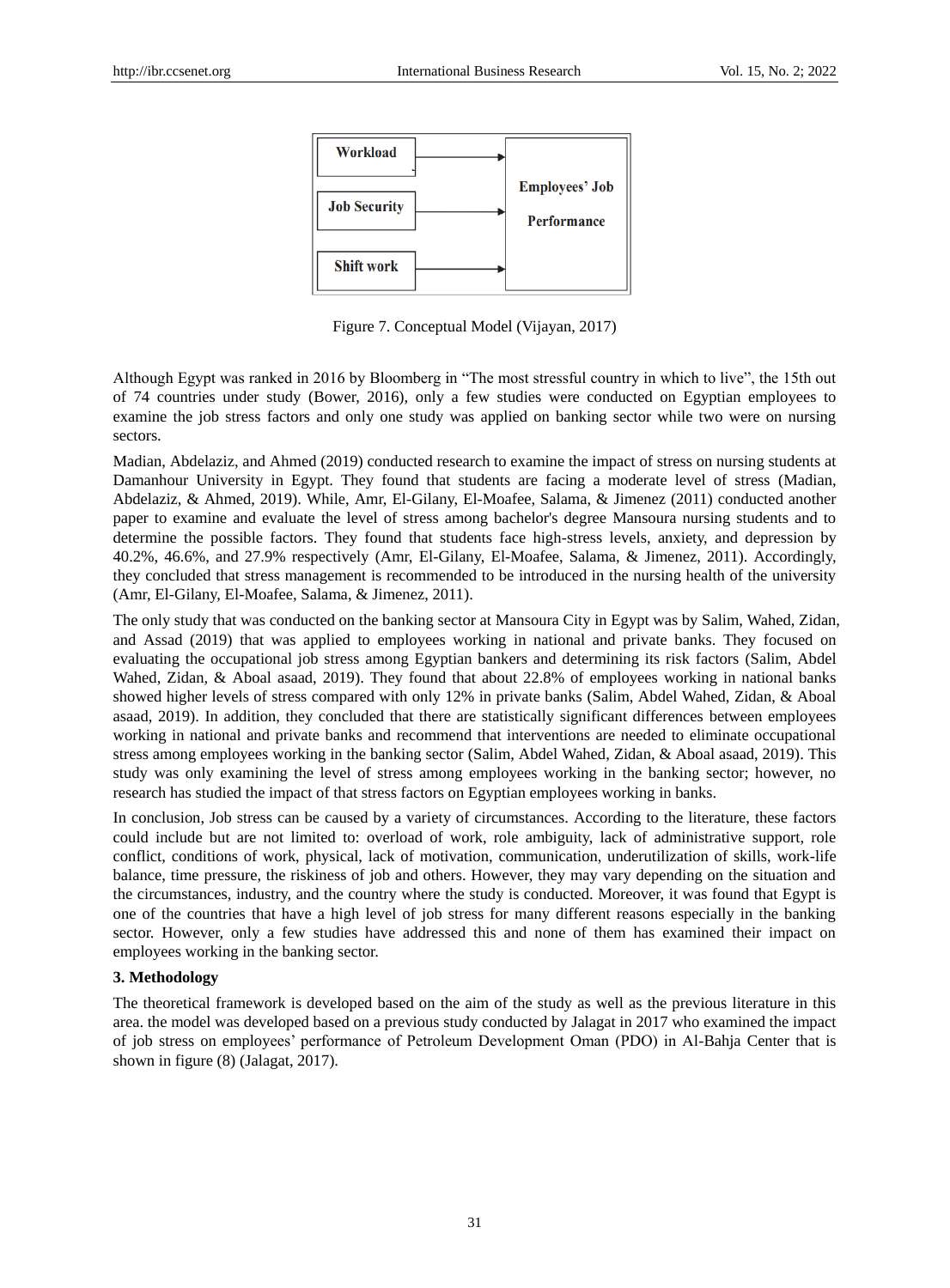Figure 7. Conceptual Model (Vijayan, 2017)

Although Egypt was ranked in 2016 by Bloomberg in "The most stressful country in which to live", the 15th out of 74 countries under study (Bower, 2016), only a few studies were conducted on Egyptian employees to examine the job stress factors and only one study was applied on banking sector while two were on nursing sectors.

Madian, Abdelaziz, and Ahmed (2019) conducted research to examine the impact of stress on nursing students at Damanhour University in Egypt. They found that students are facing a moderate level of stress (Madian, Abdelaziz, & Ahmed, 2019). While, Amr, El-Gilany, El-Moafee, Salama, & Jimenez (2011) conducted another paper to examine and evaluate the level of stress among bachelor's degree Mansoura nursing students and to determine the possible factors. They found that students face high-stress levels, anxiety, and depression by 40.2%, 46.6%, and 27.9% respectively (Amr, El-Gilany, El-Moafee, Salama, & Jimenez, 2011). Accordingly, they concluded that stress management is recommended to be introduced in the nursing health of the university (Amr, El-Gilany, El-Moafee, Salama, & Jimenez, 2011).

The only study that was conducted on the banking sector at Mansoura City in Egypt was by Salim, Wahed, Zidan, and Assad (2019) that was applied to employees working in national and private banks. They focused on evaluating the occupational job stress among Egyptian bankers and determining its risk factors (Salim, Abdel Wahed, Zidan, & Aboal asaad, 2019). They found that about 22.8% of employees working in national banks showed higher levels of stress compared with only 12% in private banks (Salim, Abdel Wahed, Zidan, & Aboal asaad, 2019). In addition, they concluded that there are statistically significant differences between employees working in national and private banks and recommend that interventions are needed to eliminate occupational stress among employees working in the banking sector (Salim, Abdel Wahed, Zidan, & Aboal asaad, 2019). This study was only examining the level of stress among employees working in the banking sector; however, no research has studied the impact of that stress factors on Egyptian employees working in banks.

In conclusion, Job stress can be caused by a variety of circumstances. According to the literature, these factors could include but are not limited to: overload of work, role ambiguity, lack of administrative support, role conflict, conditions of work, physical, lack of motivation, communication, underutilization of skills, work-life balance, time pressure, the riskiness of job and others. However, they may vary depending on the situation and the circumstances, industry, and the country where the study is conducted. Moreover, it was found that Egypt is one of the countries that have a high level of job stress for many different reasons especially in the banking sector. However, only a few studies have addressed this and none of them has examined their impact on employees working in the banking sector.

## 3. Methodology

The theoretical framework is developed based on the aim of the study as well as the previous literature in this area. the model was developed based on a previous study conducted by Jalagat in 2017 who examined the impact of job stress on employees' performance of Petroleum Development Oman (PDO) in Al-Bahja Center that is shown in figure (8) (Jalagat, 2017).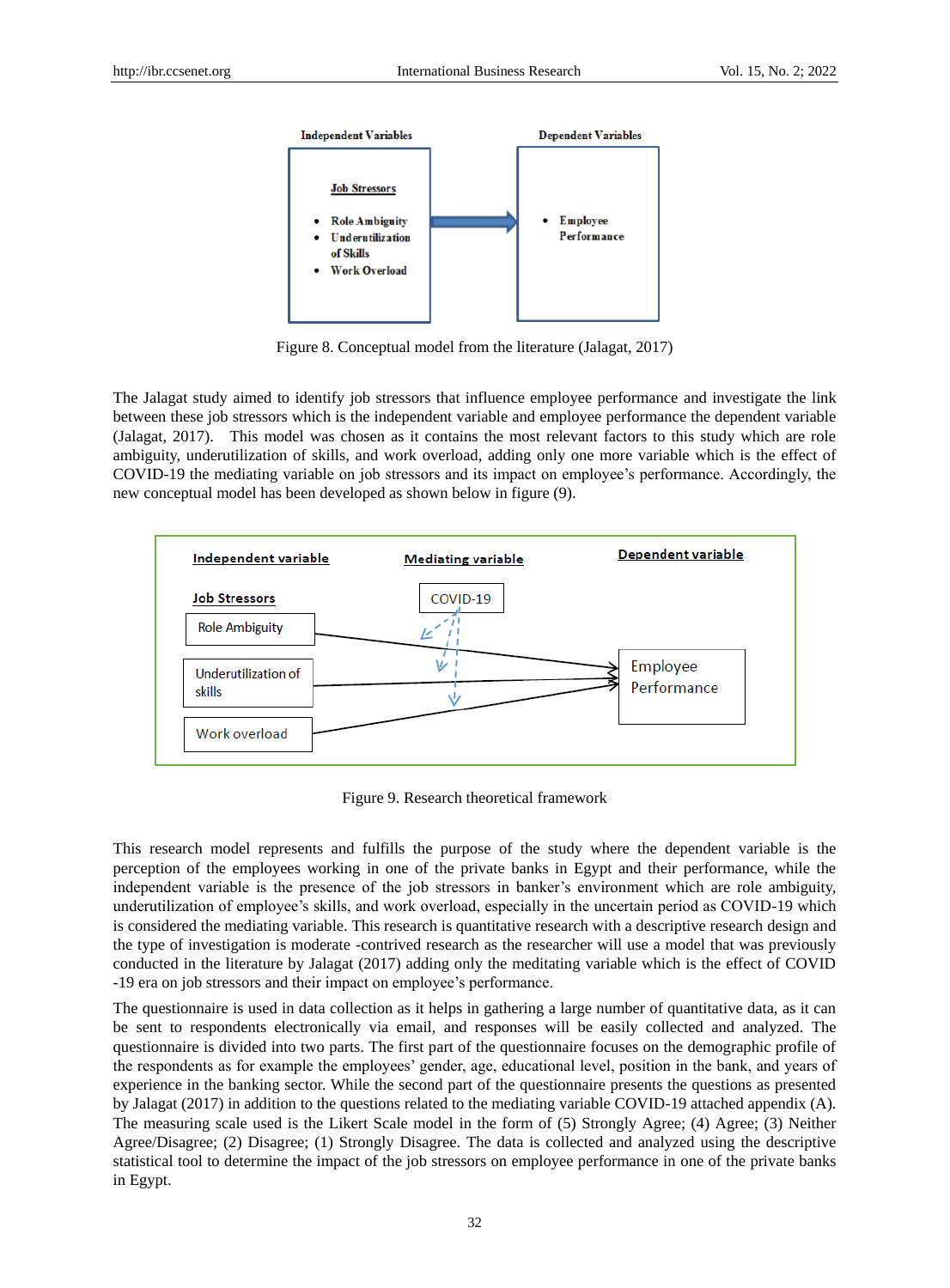Figure 8. Conceptual model from the literature (Jalagat, 2017)

The Jalagat study aimed to identify job stressors that influence employee performance and investigate the link between these job stressors which is the independent variable and employee performance the dependent variable (Jalagat, 2017). This model was chosen as it contains the most relevant factors to this study which are role ambiguity, underutilization of skills, and work overload, adding only one more variable which is the effect of COVID-19 the mediating variable on job stressors and its impact on employee's performance. Accordingly, the new conceptual model has been developed as shown below in figure (9).

Figure 9. Research theoretical framework

This research model represents and fulfills the purpose of the study where the dependent variable is the perception of the employees working in one of the private banks in Egypt and their performance, while the independent variable is the presence of the job stressors in banker's environment which are role ambiguity, underutilization of employee's skills, and work overload, especially in the uncertain period as COVID-19 which is considered the mediating variable. This research is quantitative research with a descriptive research design and the type of investigation is moderate -contrived research as the researcher will use a model that was previously conducted in the literature by Jalagat (2017) adding only the meditating variable which is the effect of COVID -19 era on job stressors and their impact on employee's performance.

The questionnaire is used in data collection as it helps in gathering a large number of quantitative data, as it can be sent to respondents electronically via email, and responses will be easily collected and analyzed. The questionnaire is divided into two parts. The first part of the questionnaire focuses on the demographic profile of the respondents as for example the employees' gender, age, educational level, position in the bank, and years of experience in the banking sector. While the second part of the questionnaire presents the questions as presented by Jalagat (2017) in addition to the questions related to the mediating variable COVID-19 attached appendix (A). The measuring scale used is the Likert Scale model in the form of (5) Strongly Agree; (4) Agree; (3) Neither Agree/Disagree; (2) Disagree; (1) Strongly Disagree. The data is collected and analyzed using the descriptive statistical tool to determine the impact of the job stressors on employee performance in one of the private banks in Egypt.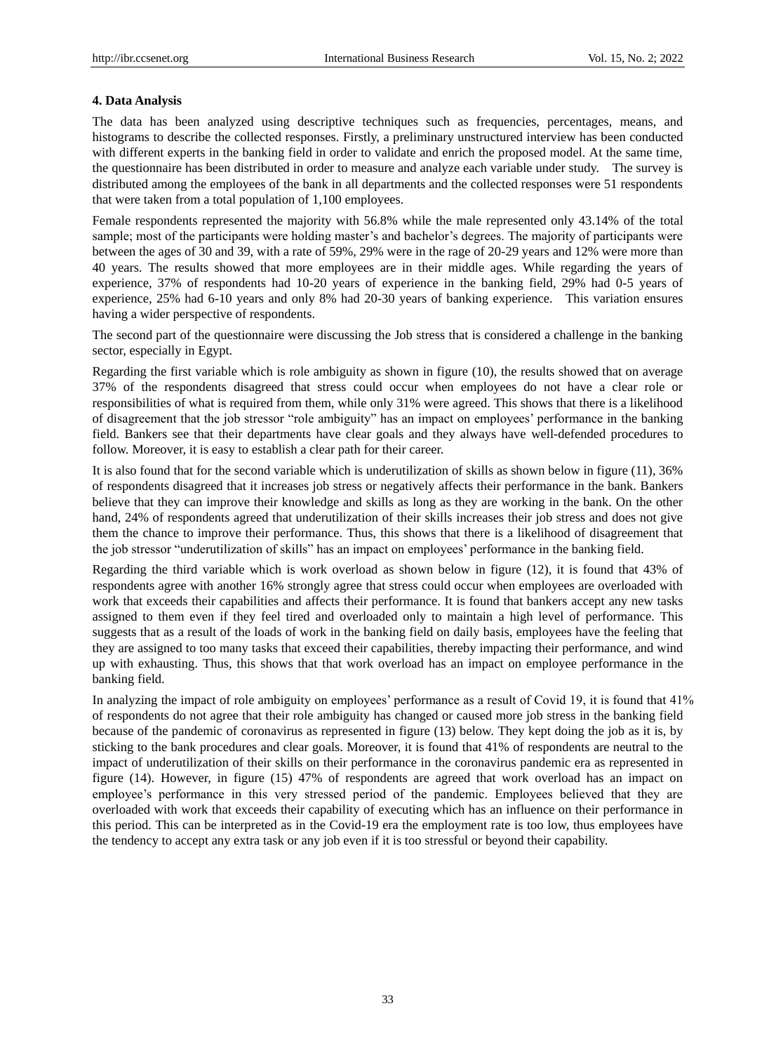#### 4. Data Analysis

The data has been analyzed using descriptive techniques such as frequencies, percentages, means, and histograms to describe the collected responses. Firstly, a preliminary unstructured interview has been conducted with different experts in the banking field in order to validate and enrich the proposed model. At the same time, the questionnaire has been distributed in order to measure and analyze each variable under study. The survey is distributed among the employees of the bank in all departments and the collected responses were 51 respondents that were taken from a total population of 1,100 employees.

Female respondents represented the majority with 56.8% while the male represented only 43.14% of the total sample; most of the participants were holding master's and bachelor's degrees. The majority of participants were between the ages of 30 and 39, with a rate of 59%, 29% were in the rage of 20-29 years and 12% were more than 40 years. The results showed that more employees are in their middle ages. While regarding the years of experience, 37% of respondents had 10-20 years of experience in the banking field, 29% had 0-5 years of experience, 25% had 6-10 years and only 8% had 20-30 years of banking experience. This variation ensures having a wider perspective of respondents.

The second part of the questionnaire were discussing the Job stress that is considered a challenge in the banking sector, especially in Egypt.

Regarding the first variable which is role ambiguity as shown in figure (10), the results showed that on average 37% of the respondents disagreed that stress could occur when employees do not have a clear role or responsibilities of what is required from them, while only 31% were agreed. This shows that there is a likelihood of disagreement that the job stressor "role ambiguity" has an impact on employees' performance in the banking field. Bankers see that their departments have clear goals and they always have well-defended procedures to follow. Moreover, it is easy to establish a clear path for their career.

It is also found that for the second variable which is underutilization of skills as shown below in figure (11), 36% of respondents disagreed that it increases job stress or negatively affects their performance in the bank. Bankers believe that they can improve their knowledge and skills as long as they are working in the bank. On the other hand, 24% of respondents agreed that underutilization of their skills increases their job stress and does not give them the chance to improve their performance. Thus, this shows that there is a likelihood of disagreement that the job stressor "underutilization of skills" has an impact on employees' performance in the banking field.

Regarding the third variable which is work overload as shown below in figure (12), it is found that 43% of respondents agree with another 16% strongly agree that stress could occur when employees are overloaded with work that exceeds their capabilities and affects their performance. It is found that bankers accept any new tasks assigned to them even if they feel tired and overloaded only to maintain a high level of performance. This suggests that as a result of the loads of work in the banking field on daily basis, employees have the feeling that they are assigned to too many tasks that exceed their capabilities, thereby impacting their performance, and wind up with exhausting. Thus, this shows that that work overload has an impact on employee performance in the banking field.

In analyzing the impact of role ambiguity on employees' performance as a result of Covid 19, it is found that 41% of respondents do not agree that their role ambiguity has changed or caused more job stress in the banking field because of the pandemic of coronavirus as represented in figure (13) below. They kept doing the job as it is, by sticking to the bank procedures and clear goals. Moreover, it is found that 41% of respondents are neutral to the impact of underutilization of their skills on their performance in the coronavirus pandemic era as represented in figure (14). However, in figure (15) 47% of respondents are agreed that work overload has an impact on employee's performance in this very stressed period of the pandemic. Employees believed that they are overloaded with work that exceeds their capability of executing which has an influence on their performance in this period. This can be interpreted as in the Covid-19 era the employment rate is too low, thus employees have the tendency to accept any extra task or any job even if it is too stressful or beyond their capability.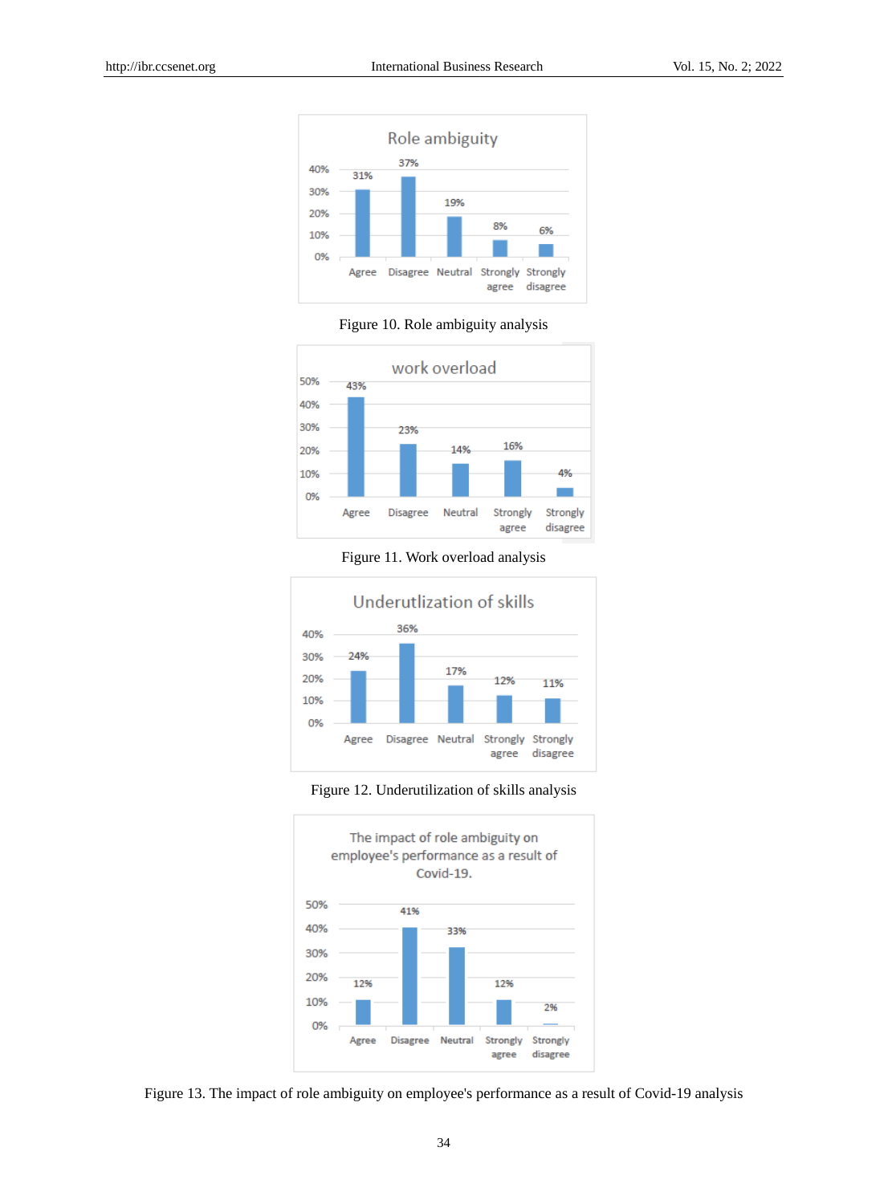Figure 10. Role ambiguity analysis

Figure 11. Work overload analysis

Figure 12. Underutilization of skills analysis

Figure 13. The impact of role ambiguity on employee's performance as a result of Covid-19 analysis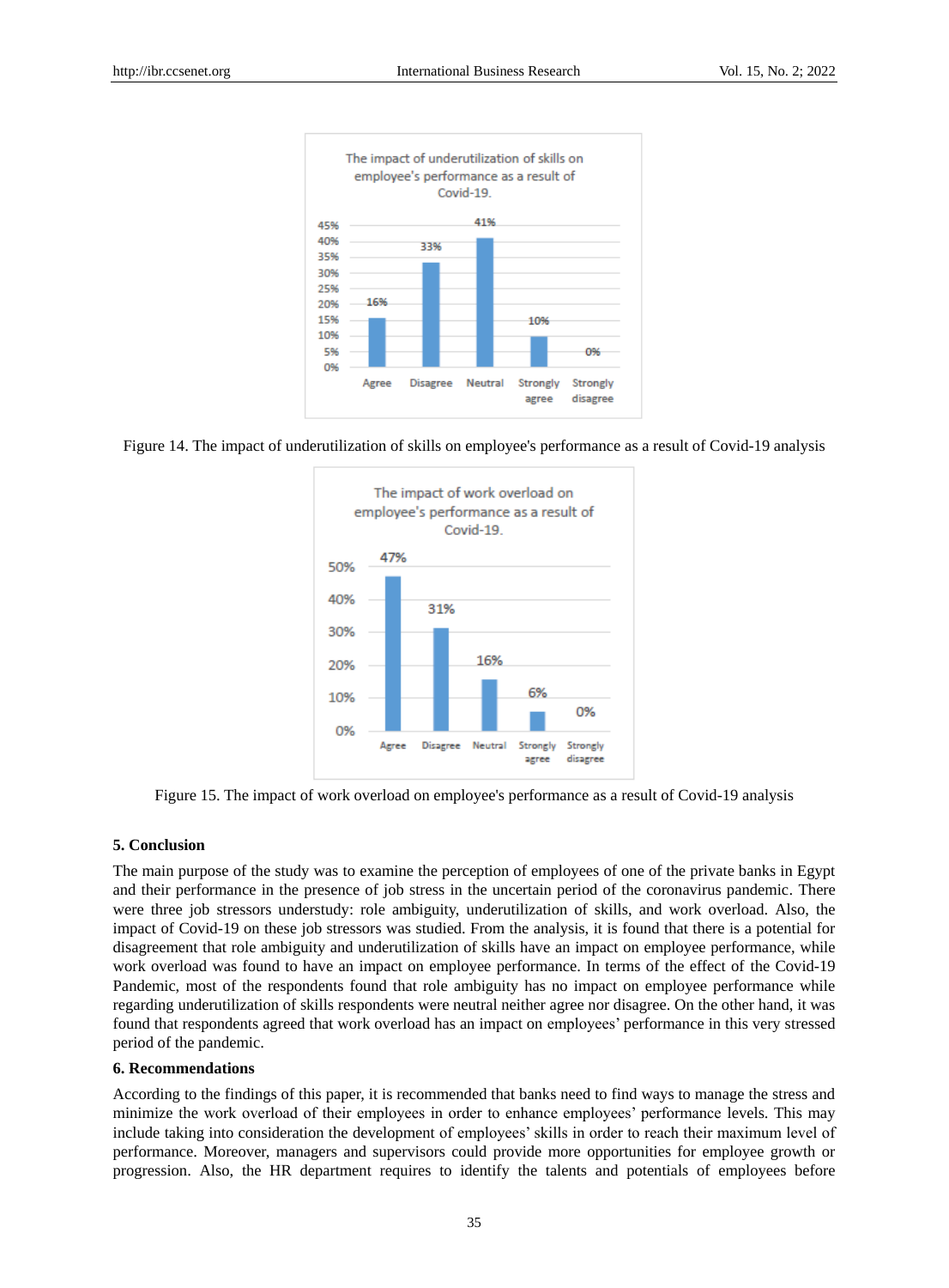Figure 14. The impact of underutilization of skills on employee's performance as a result of Covid-19 analysis

Figure 15. The impact of work overload on employee's performance as a result of Covid-19 analysis

## 5. Conclusion

The main purpose of the study was to examine the perception of employees of one of the private banks in Egypt and their performance in the presence of job stress in the uncertain period of the coronavirus pandemic. There were three job stressors understudy: role ambiguity, underutilization of skills, and work overload. Also, the impact of Covid-19 on these job stressors was studied. From the analysis, it is found that there is a potential for disagreement that role ambiguity and underutilization of skills have an impact on employee performance, while work overload was found to have an impact on employee performance. In terms of the effect of the Covid-19 Pandemic, most of the respondents found that role ambiguity has no impact on employee performance while regarding underutilization of skills respondents were neutral neither agree nor disagree. On the other hand, it was found that respondents agreed that work overload has an impact on employees' performance in this very stressed period of the pandemic.

## 6. Recommendations

According to the findings of this paper, it is recommended that banks need to find ways to manage the stress and minimize the work overload of their employees in order to enhance employees' performance levels. This may include taking into consideration the development of employees' skills in order to reach their maximum level of performance. Moreover, managers and supervisors could provide more opportunities for employee growth or progression. Also, the HR department requires to identify the talents and potentials of employees before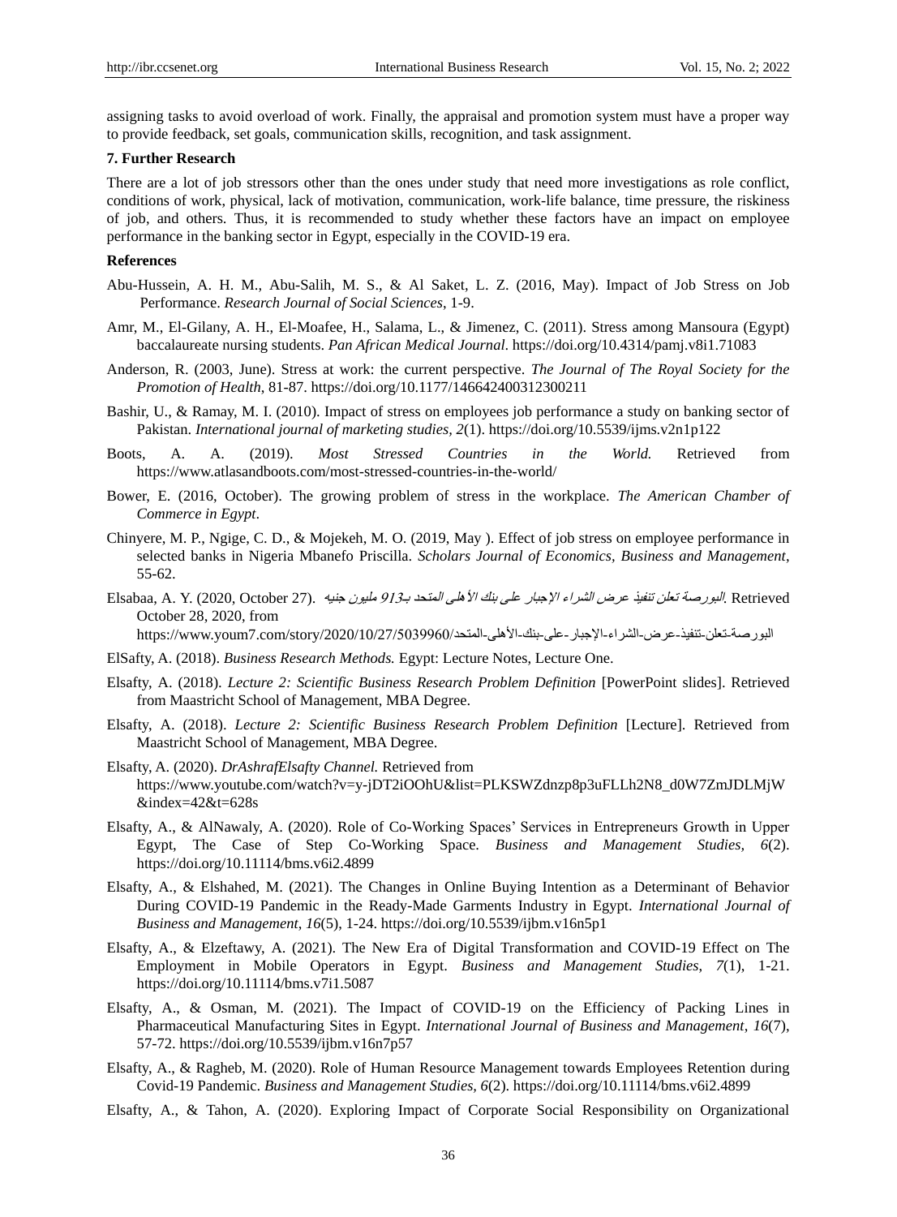assigning tasks to avoid overload of work. Finally, the appraisal and promotion system must have a proper way to provide feedback, set goals, communication skills, recognition, and task assignment.

## 7. Further Research

There are a lot of job stressors other than the ones under study that need more investigations as role conflict, conditions of work, physical, lack of motivation, communication, work-life balance, time pressure, the riskiness of job, and others. Thus, it is recommended to study whether these factors have an impact on employee performance in the banking sector in Egypt, especially in the COVID-19 era.

## References

Abu-Hussein, A. H. M., Abu-Salih, M. S., & Al Saket, L. Z. (2016, May). Impact of Job Stress on Job Performance. *Research Journal of Social Sciences*, 1-9.

Amr, M., El-Gilany, A. H., El-Moafee, H., Salama, L., & Jimenez, C. (2011). Stress among Mansoura (Egypt) baccalaureate nursing students. *Pan African Medical Journal*. https://doi.org/10.4314/pamj.v8i1.71083

Anderson, R. (2003, June). Stress at work: the current perspective. *The Journal of The Royal Society for the Promotion of Health*, 81-87. https://doi.org/10.1177/146642400312300211

Bashir, U., & Ramay, M. I. (2010). Impact of stress on employees job performance a study on banking sector of Pakistan. *International journal of marketing studies, 2*(1). https://doi.org/10.5539/ijms.v2n1p122

Boots, A. A. (2019). *Most Stressed Countries in the World.* Retrieved from https://www.atlasandboots.com/most-stressed-countries-in-the-world/

Bower, E. (2016, October). The growing problem of stress in the workplace. *The American Chamber of Commerce in Egypt*.

Chinyere, M. P., Ngige, C. D., & Mojekeh, M. O. (2019, May ). Effect of job stress on employee performance in selected banks in Nigeria Mbanefo Priscilla. *Scholars Journal of Economics, Business and Management*, 55-62.

Elsabaa, A. Y. (2020, October 27). *البورصة تعلن تنفيذ عرض الشراء الإجبار على بنك الأهلى المتحد بـ913 مليون جنيه*. Retrieved October 28, 2020, from https://www.youm7.com/story/2020/10/27/البورصة-تعلن-تنفيذ-عرض-الشراء-الإجبار-على-بنك-الأهلى-المتحد/5039960

ElSafty, A. (2018). *Business Research Methods.* Egypt: Lecture Notes, Lecture One.

Elsafty, A. (2018). *Lecture 2: Scientific Business Research Problem Definition* [PowerPoint slides]. Retrieved from Maastricht School of Management, MBA Degree.

Elsafty, A. (2018). *Lecture 2: Scientific Business Research Problem Definition* [Lecture]. Retrieved from Maastricht School of Management, MBA Degree.

Elsafty, A. (2020). *DrAshrafElsafty Channel.* Retrieved from https://www.youtube.com/watch?v=y-jDT2iOOhU&list=PLKSWZdnzp8p3uFLLh2N8_d0W7ZmJDLMjW&index=42&t=628s

Elsafty, A., & AlNawaly, A. (2020). Role of Co-Working Spaces' Services in Entrepreneurs Growth in Upper Egypt, The Case of Step Co-Working Space. *Business and Management Studies, 6*(2). https://doi.org/10.11114/bms.v6i2.4899

Elsafty, A., & Elshahed, M. (2021). The Changes in Online Buying Intention as a Determinant of Behavior During COVID-19 Pandemic in the Ready-Made Garments Industry in Egypt. *International Journal of Business and Management*, *16*(5), 1-24. https://doi.org/10.5539/ijbm.v16n5p1

Elsafty, A., & Elzeftawy, A. (2021). The New Era of Digital Transformation and COVID-19 Effect on The Employment in Mobile Operators in Egypt. *Business and Management Studies*, *7*(1), 1-21. https://doi.org/10.11114/bms.v7i1.5087

Elsafty, A., & Osman, M. (2021). The Impact of COVID-19 on the Efficiency of Packing Lines in Pharmaceutical Manufacturing Sites in Egypt. *International Journal of Business and Management*, *16*(7), 57-72. https://doi.org/10.5539/ijbm.v16n7p57

Elsafty, A., & Ragheb, M. (2020). Role of Human Resource Management towards Employees Retention during Covid-19 Pandemic. *Business and Management Studies*, *6*(2). https://doi.org/10.11114/bms.v6i2.4899

Elsafty, A., & Tahon, A. (2020). Exploring Impact of Corporate Social Responsibility on Organizational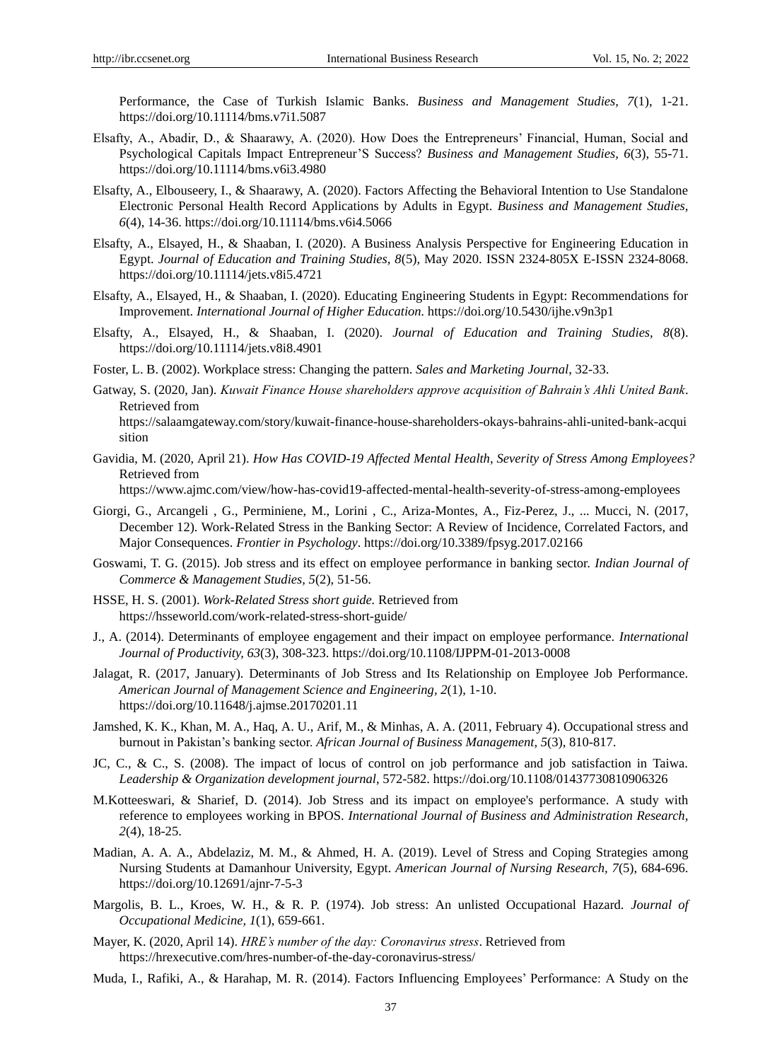Performance, the Case of Turkish Islamic Banks. *Business and Management Studies, 7*(1), 1-21. https://doi.org/10.11114/bms.v7i1.5087

Elsafty, A., Abadir, D., & Shaarawy, A. (2020). How Does the Entrepreneurs' Financial, Human, Social and Psychological Capitals Impact Entrepreneur'S Success? *Business and Management Studies, 6*(3), 55-71. https://doi.org/10.11114/bms.v6i3.4980

Elsafty, A., Elbouseery, I., & Shaarawy, A. (2020). Factors Affecting the Behavioral Intention to Use Standalone Electronic Personal Health Record Applications by Adults in Egypt. *Business and Management Studies, 6*(4), 14-36. https://doi.org/10.11114/bms.v6i4.5066

Elsafty, A., Elsayed, H., & Shaaban, I. (2020). A Business Analysis Perspective for Engineering Education in Egypt. *Journal of Education and Training Studies, 8*(5), May 2020. ISSN 2324-805X E-ISSN 2324-8068. https://doi.org/10.11114/jets.v8i5.4721

Elsafty, A., Elsayed, H., & Shaaban, I. (2020). Educating Engineering Students in Egypt: Recommendations for Improvement. *International Journal of Higher Education*. https://doi.org/10.5430/ijhe.v9n3p1

Elsafty, A., Elsayed, H., & Shaaban, I. (2020). *Journal of Education and Training Studies, 8*(8). https://doi.org/10.11114/jets.v8i8.4901

Foster, L. B. (2002). Workplace stress: Changing the pattern. *Sales and Marketing Journal*, 32-33.

Gatway, S. (2020, Jan). *Kuwait Finance House shareholders approve acquisition of Bahrain's Ahli United Bank*. Retrieved from https://salaamgateway.com/story/kuwait-finance-house-shareholders-okays-bahrains-ahli-united-bank-acquisition

Gavidia, M. (2020, April 21). *How Has COVID-19 Affected Mental Health, Severity of Stress Among Employees?* Retrieved from https://www.ajmc.com/view/how-has-covid19-affected-mental-health-severity-of-stress-among-employees

Giorgi, G., Arcangeli , G., Perminiene, M., Lorini , C., Ariza-Montes, A., Fiz-Perez, J., ... Mucci, N. (2017, December 12). Work-Related Stress in the Banking Sector: A Review of Incidence, Correlated Factors, and Major Consequences. *Frontier in Psychology*. https://doi.org/10.3389/fpsyg.2017.02166

Goswami, T. G. (2015). Job stress and its effect on employee performance in banking sector. *Indian Journal of Commerce & Management Studies, 5*(2), 51-56.

HSSE, H. S. (2001). *Work-Related Stress short guide*. Retrieved from https://hsseworld.com/work-related-stress-short-guide/

J., A. (2014). Determinants of employee engagement and their impact on employee performance. *International Journal of Productivity, 63*(3), 308-323. https://doi.org/10.1108/IJPPM-01-2013-0008

Jalagat, R. (2017, January). Determinants of Job Stress and Its Relationship on Employee Job Performance. *American Journal of Management Science and Engineering, 2*(1), 1-10. https://doi.org/10.11648/j.ajmse.20170201.11

Jamshed, K. K., Khan, M. A., Haq, A. U., Arif, M., & Minhas, A. A. (2011, February 4). Occupational stress and burnout in Pakistan's banking sector. *African Journal of Business Management, 5*(3), 810-817.

JC, C., & C., S. (2008). The impact of locus of control on job performance and job satisfaction in Taiwa. *Leadership & Organization development journal*, 572-582. https://doi.org/10.1108/01437730810906326

M.Kotteeswari, & Sharief, D. (2014). Job Stress and its impact on employee's performance. A study with reference to employees working in BPOS. *International Journal of Business and Administration Research, 2*(4), 18-25.

Madian, A. A. A., Abdelaziz, M. M., & Ahmed, H. A. (2019). Level of Stress and Coping Strategies among Nursing Students at Damanhour University, Egypt. *American Journal of Nursing Research, 7*(5), 684-696. https://doi.org/10.12691/ajnr-7-5-3

Margolis, B. L., Kroes, W. H., & R. P. (1974). Job stress: An unlisted Occupational Hazard. *Journal of Occupational Medicine, 1*(1), 659-661.

Mayer, K. (2020, April 14). *HRE's number of the day: Coronavirus stress*. Retrieved from https://hrexecutive.com/hres-number-of-the-day-coronavirus-stress/

Muda, I., Rafiki, A., & Harahap, M. R. (2014). Factors Influencing Employees' Performance: A Study on the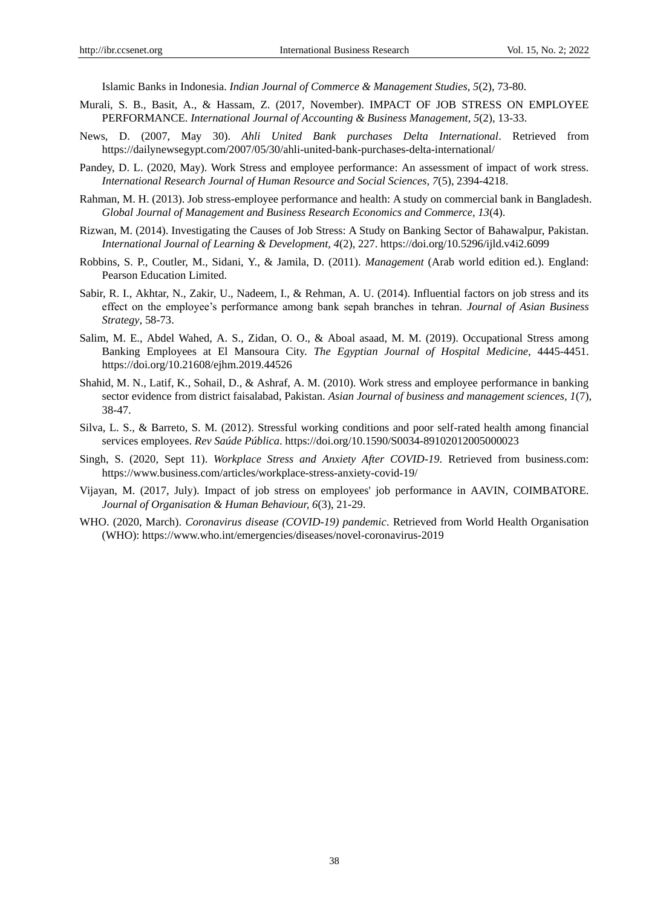Islamic Banks in Indonesia. *Indian Journal of Commerce & Management Studies, 5*(2), 73-80.

Murali, S. B., Basit, A., & Hassam, Z. (2017, November). IMPACT OF JOB STRESS ON EMPLOYEE PERFORMANCE. *International Journal of Accounting & Business Management, 5*(2), 13-33.

News, D. (2007, May 30). *Ahli United Bank purchases Delta International*. Retrieved from https://dailynewsegypt.com/2007/05/30/ahli-united-bank-purchases-delta-international/

Pandey, D. L. (2020, May). Work Stress and employee performance: An assessment of impact of work stress. *International Research Journal of Human Resource and Social Sciences, 7*(5), 2394-4218.

Rahman, M. H. (2013). Job stress-employee performance and health: A study on commercial bank in Bangladesh. *Global Journal of Management and Business Research Economics and Commerce, 13*(4).

Rizwan, M. (2014). Investigating the Causes of Job Stress: A Study on Banking Sector of Bahawalpur, Pakistan. *International Journal of Learning & Development, 4*(2), 227. https://doi.org/10.5296/ijld.v4i2.6099

Robbins, S. P., Coutler, M., Sidani, Y., & Jamila, D. (2011). *Management* (Arab world edition ed.). England: Pearson Education Limited.

Sabir, R. I., Akhtar, N., Zakir, U., Nadeem, I., & Rehman, A. U. (2014). Influential factors on job stress and its effect on the employee's performance among bank sepah branches in tehran. *Journal of Asian Business Strategy*, 58-73.

Salim, M. E., Abdel Wahed, A. S., Zidan, O. O., & Aboal asaad, M. M. (2019). Occupational Stress among Banking Employees at El Mansoura City. *The Egyptian Journal of Hospital Medicine*, 4445-4451. https://doi.org/10.21608/ejhm.2019.44526

Shahid, M. N., Latif, K., Sohail, D., & Ashraf, A. M. (2010). Work stress and employee performance in banking sector evidence from district faisalabad, Pakistan. *Asian Journal of business and management sciences, 1*(7), 38-47.

Silva, L. S., & Barreto, S. M. (2012). Stressful working conditions and poor self-rated health among financial services employees. *Rev Saúde Pública*. https://doi.org/10.1590/S0034-89102012005000023

Singh, S. (2020, Sept 11). *Workplace Stress and Anxiety After COVID-19*. Retrieved from business.com: https://www.business.com/articles/workplace-stress-anxiety-covid-19/

Vijayan, M. (2017, July). Impact of job stress on employees' job performance in AAVIN, COIMBATORE. *Journal of Organisation & Human Behaviour, 6*(3), 21-29.

WHO. (2020, March). *Coronavirus disease (COVID-19) pandemic*. Retrieved from World Health Organisation (WHO): https://www.who.int/emergencies/diseases/novel-coronavirus-2019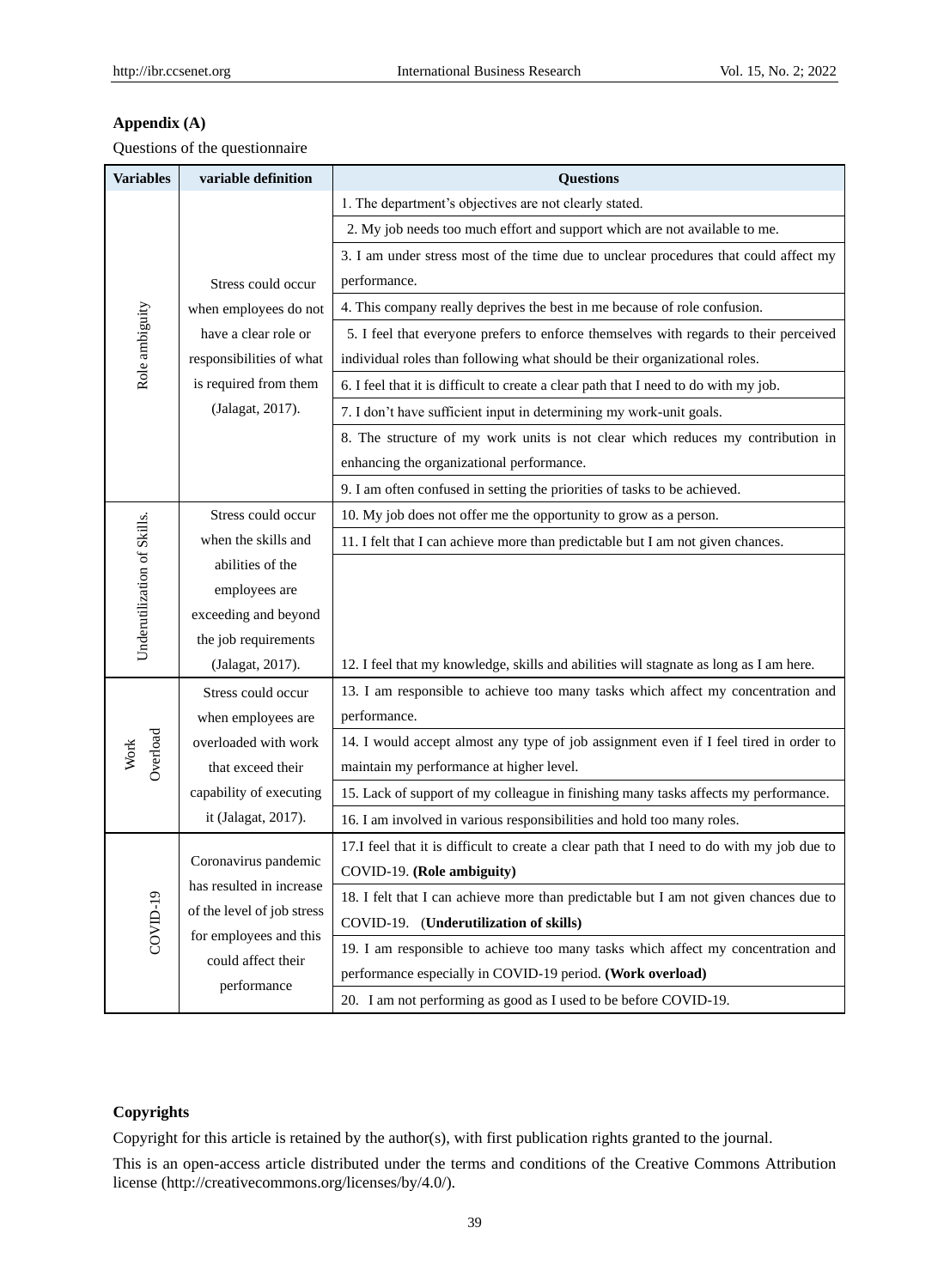**Appendix (A)**

Questions of the questionnaire

| Variables | variable definition | Questions |
|---|---|---|
| Role ambiguity | Stress could occur when employees do not have a clear role or responsibilities of what is required from them (Jalagat, 2017). | 1. The department's objectives are not clearly stated. |
| | | 2. My job needs too much effort and support which are not available to me. |
| | | 3. I am under stress most of the time due to unclear procedures that could affect my performance. |
| | | 4. This company really deprives the best in me because of role confusion. |
| | | 5. I feel that everyone prefers to enforce themselves with regards to their perceived individual roles than following what should be their organizational roles. |
| | | 6. I feel that it is difficult to create a clear path that I need to do with my job. |
| | | 7. I don't have sufficient input in determining my work-unit goals. |
| | | 8. The structure of my work units is not clear which reduces my contribution in enhancing the organizational performance. |
| | | 9. I am often confused in setting the priorities of tasks to be achieved. |
| Underutilization of Skills. | Stress could occur when the skills and abilities of the employees are exceeding and beyond the job requirements (Jalagat, 2017). | 10. My job does not offer me the opportunity to grow as a person. |
| | | 11. I felt that I can achieve more than predictable but I am not given chances. |
| | | 12. I feel that my knowledge, skills and abilities will stagnate as long as I am here. |
| Work Overload | Stress could occur when employees are overloaded with work that exceed their capability of executing it (Jalagat, 2017). | 13. I am responsible to achieve too many tasks which affect my concentration and performance. |
| | | 14. I would accept almost any type of job assignment even if I feel tired in order to maintain my performance at higher level. |
| | | 15. Lack of support of my colleague in finishing many tasks affects my performance. |
| | | 16. I am involved in various responsibilities and hold too many roles. |
| COVID-19 | Coronavirus pandemic has resulted in increase of the level of job stress for employees and this could affect their performance | 17.I feel that it is difficult to create a clear path that I need to do with my job due to COVID-19. **(Role ambiguity)** |
| | | 18. I felt that I can achieve more than predictable but I am not given chances due to COVID-19. (**Underutilization of skills)** |
| | | 19. I am responsible to achieve too many tasks which affect my concentration and performance especially in COVID-19 period. **(Work overload)** |
| | | 20. I am not performing as good as I used to be before COVID-19. |

**Copyrights**

Copyright for this article is retained by the author(s), with first publication rights granted to the journal.

This is an open-access article distributed under the terms and conditions of the Creative Commons Attribution license (http://creativecommons.org/licenses/by/4.0/).